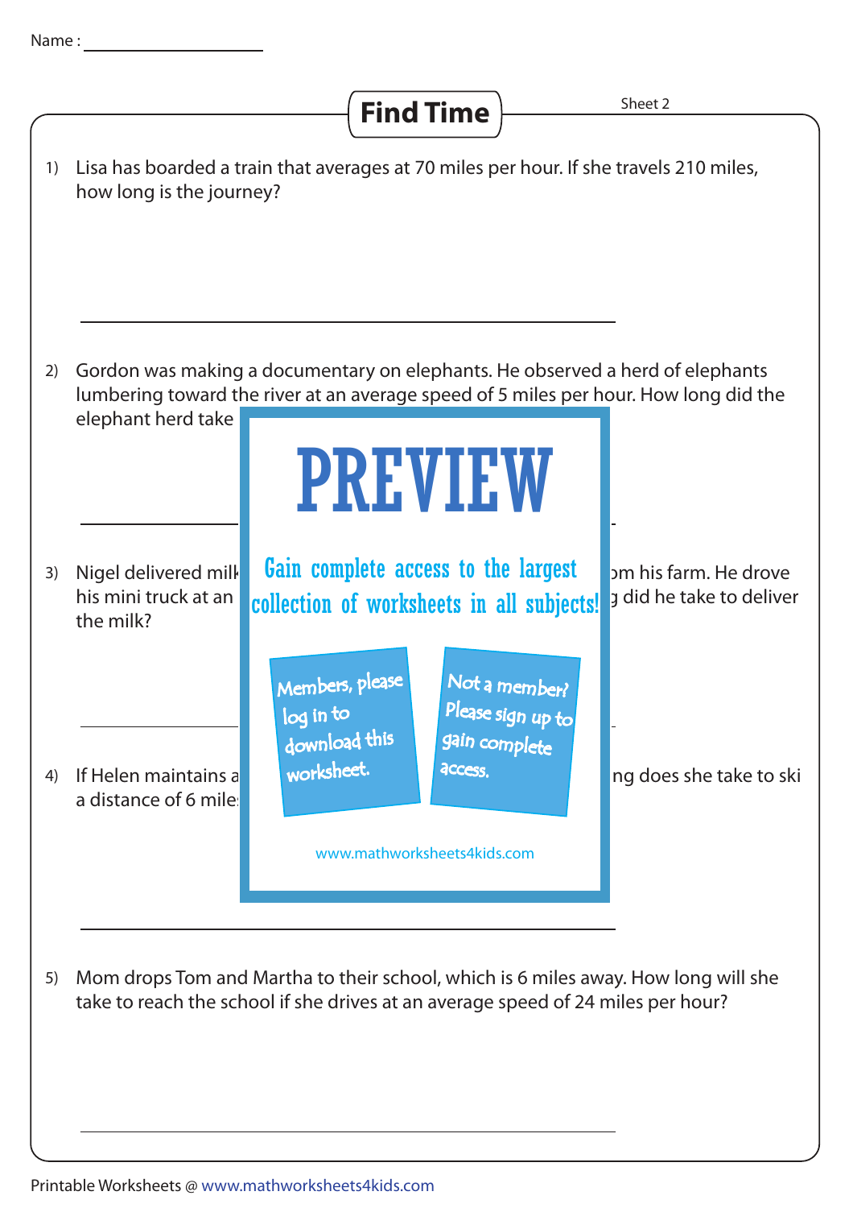Name : ____________________

# Find Time

Sheet 2

1) Lisa has boarded a train that averages at 70 miles per hour. If she travels 210 miles, how long is the journey?

______________________________________________

2) Gordon was making a documentary on elephants. He observed a herd of elephants lumbering toward the river at an average speed of 5 miles per hour. How long did the elephant herd take

______________________________________________

3) Nigel delivered milk ... om his farm. He drove his mini truck at an ... g did he take to deliver the milk?

______________________________________________

4) If Helen maintains a ... ng does she take to ski a distance of 6 mile...

______________________________________________

PREVIEW

Gain complete access to the largest collection of worksheets in all subjects!

Members, please log in to download this worksheet.

Not a member? Please sign up to gain complete access.

www.mathworksheets4kids.com

5) Mom drops Tom and Martha to their school, which is 6 miles away. How long will she take to reach the school if she drives at an average speed of 24 miles per hour?

______________________________________________

Printable Worksheets @ www.mathworksheets4kids.com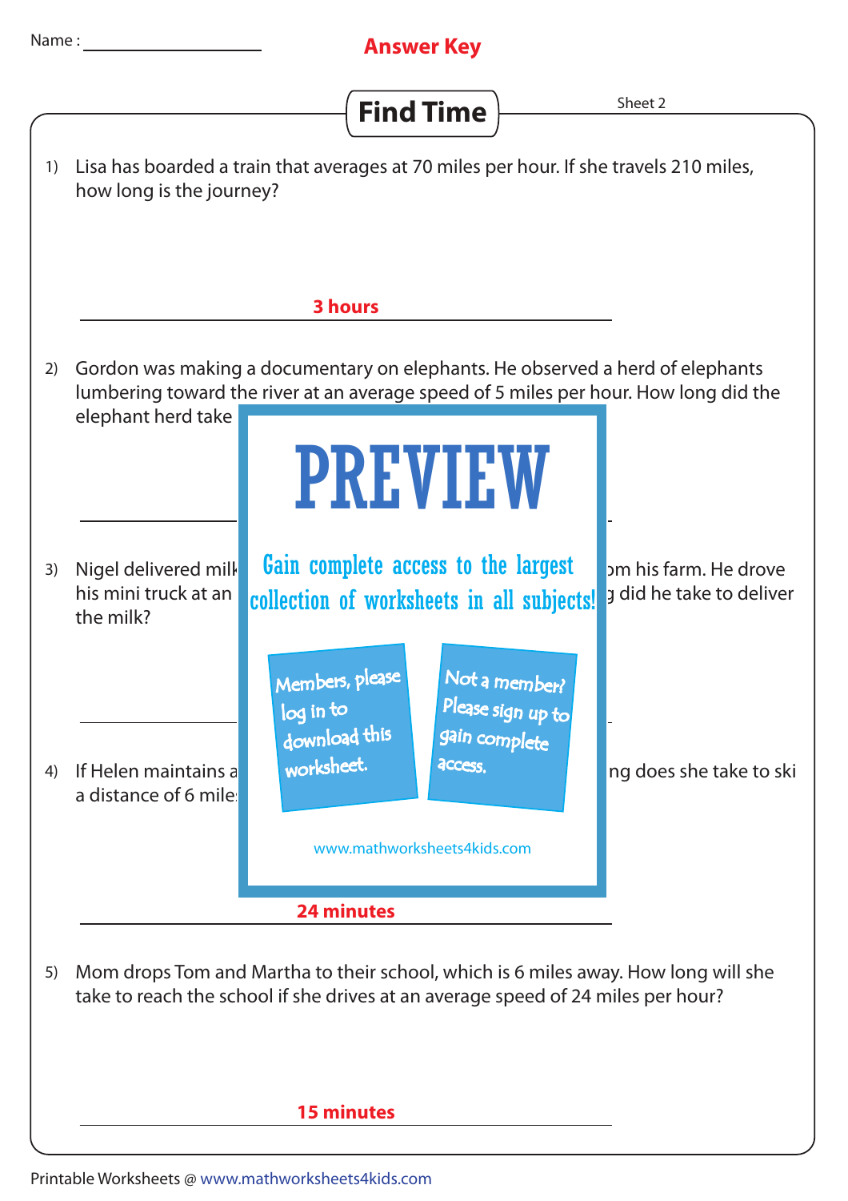Name :

**Answer Key**

# Find Time

Sheet 2

1) Lisa has boarded a train that averages at 70 miles per hour. If she travels 210 miles, how long is the journey?

**3 hours**

2) Gordon was making a documentary on elephants. He observed a herd of elephants lumbering toward the river at an average speed of 5 miles per hour. How long did the elephant herd take

PREVIEW

Gain complete access to the largest collection of worksheets in all subjects!

Members, please log in to download this worksheet.

Not a member? Please sign up to gain complete access.

www.mathworksheets4kids.com

3) Nigel delivered milk ... om his farm. He drove his mini truck at an ... g did he take to deliver the milk?

4) If Helen maintains a ... ng does she take to ski a distance of 6 mile...

**24 minutes**

5) Mom drops Tom and Martha to their school, which is 6 miles away. How long will she take to reach the school if she drives at an average speed of 24 miles per hour?

**15 minutes**